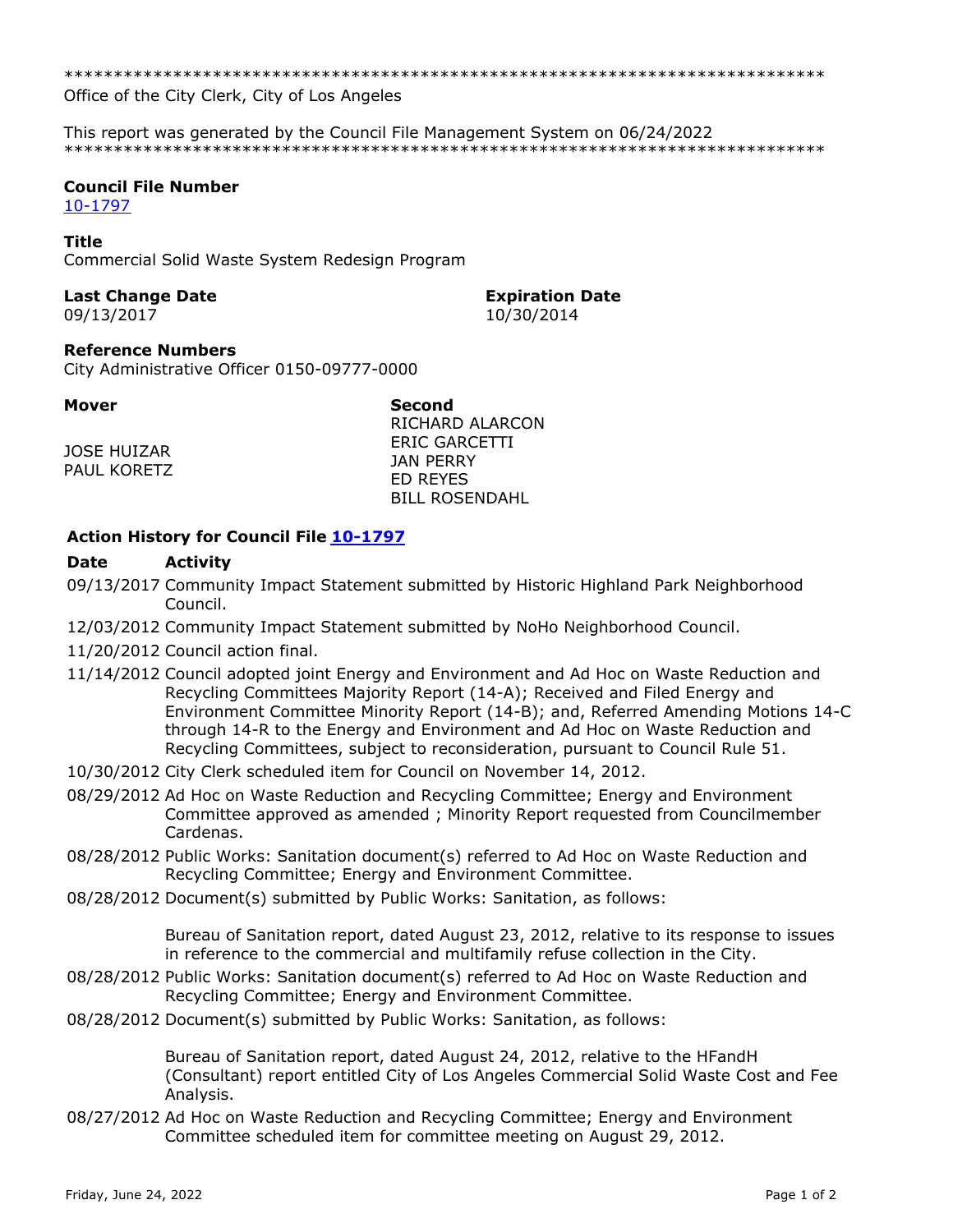******************************************************************************
Office of the City Clerk, City of Los Angeles

This report was generated by the Council File Management System on 06/24/2022
******************************************************************************

**Council File Number**
10-1797

**Title**
Commercial Solid Waste System Redesign Program

**Last Change Date**
09/13/2017

**Expiration Date**
10/30/2014

**Reference Numbers**
City Administrative Officer 0150-09777-0000

**Mover**
JOSE HUIZAR
PAUL KORETZ

**Second**
RICHARD ALARCON
ERIC GARCETTI
JAN PERRY
ED REYES
BILL ROSENDAHL

**Action History for Council File 10-1797**

| Date | Activity |
|---|---|
| 09/13/2017 | Community Impact Statement submitted by Historic Highland Park Neighborhood Council. |
| 12/03/2012 | Community Impact Statement submitted by NoHo Neighborhood Council. |
| 11/20/2012 | Council action final. |
| 11/14/2012 | Council adopted joint Energy and Environment and Ad Hoc on Waste Reduction and Recycling Committees Majority Report (14-A); Received and Filed Energy and Environment Committee Minority Report (14-B); and, Referred Amending Motions 14-C through 14-R to the Energy and Environment and Ad Hoc on Waste Reduction and Recycling Committees, subject to reconsideration, pursuant to Council Rule 51. |
| 10/30/2012 | City Clerk scheduled item for Council on November 14, 2012. |
| 08/29/2012 | Ad Hoc on Waste Reduction and Recycling Committee; Energy and Environment Committee approved as amended ; Minority Report requested from Councilmember Cardenas. |
| 08/28/2012 | Public Works: Sanitation document(s) referred to Ad Hoc on Waste Reduction and Recycling Committee; Energy and Environment Committee. |
| 08/28/2012 | Document(s) submitted by Public Works: Sanitation, as follows: Bureau of Sanitation report, dated August 23, 2012, relative to its response to issues in reference to the commercial and multifamily refuse collection in the City. |
| 08/28/2012 | Public Works: Sanitation document(s) referred to Ad Hoc on Waste Reduction and Recycling Committee; Energy and Environment Committee. |
| 08/28/2012 | Document(s) submitted by Public Works: Sanitation, as follows: Bureau of Sanitation report, dated August 24, 2012, relative to the HFandH (Consultant) report entitled City of Los Angeles Commercial Solid Waste Cost and Fee Analysis. |
| 08/27/2012 | Ad Hoc on Waste Reduction and Recycling Committee; Energy and Environment Committee scheduled item for committee meeting on August 29, 2012. |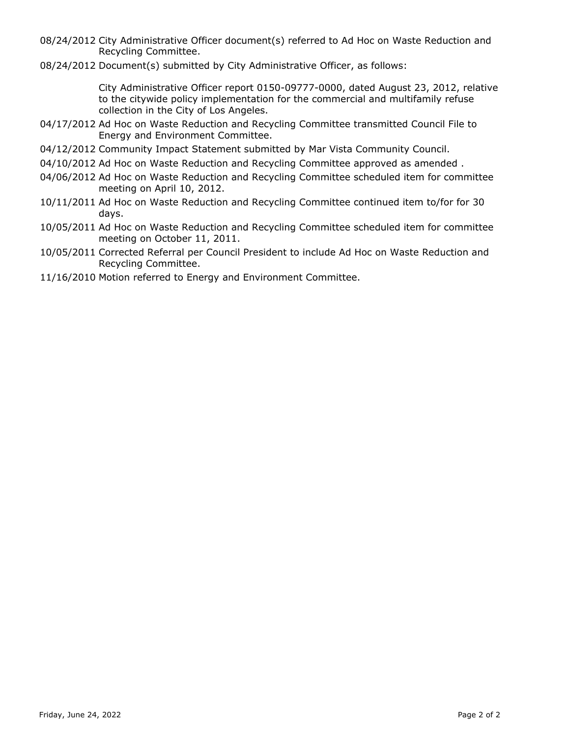08/24/2012 City Administrative Officer document(s) referred to Ad Hoc on Waste Reduction and Recycling Committee.

08/24/2012 Document(s) submitted by City Administrative Officer, as follows:

City Administrative Officer report 0150-09777-0000, dated August 23, 2012, relative to the citywide policy implementation for the commercial and multifamily refuse collection in the City of Los Angeles.

04/17/2012 Ad Hoc on Waste Reduction and Recycling Committee transmitted Council File to Energy and Environment Committee.

04/12/2012 Community Impact Statement submitted by Mar Vista Community Council.

04/10/2012 Ad Hoc on Waste Reduction and Recycling Committee approved as amended .

04/06/2012 Ad Hoc on Waste Reduction and Recycling Committee scheduled item for committee meeting on April 10, 2012.

10/11/2011 Ad Hoc on Waste Reduction and Recycling Committee continued item to/for for 30 days.

10/05/2011 Ad Hoc on Waste Reduction and Recycling Committee scheduled item for committee meeting on October 11, 2011.

10/05/2011 Corrected Referral per Council President to include Ad Hoc on Waste Reduction and Recycling Committee.

11/16/2010 Motion referred to Energy and Environment Committee.